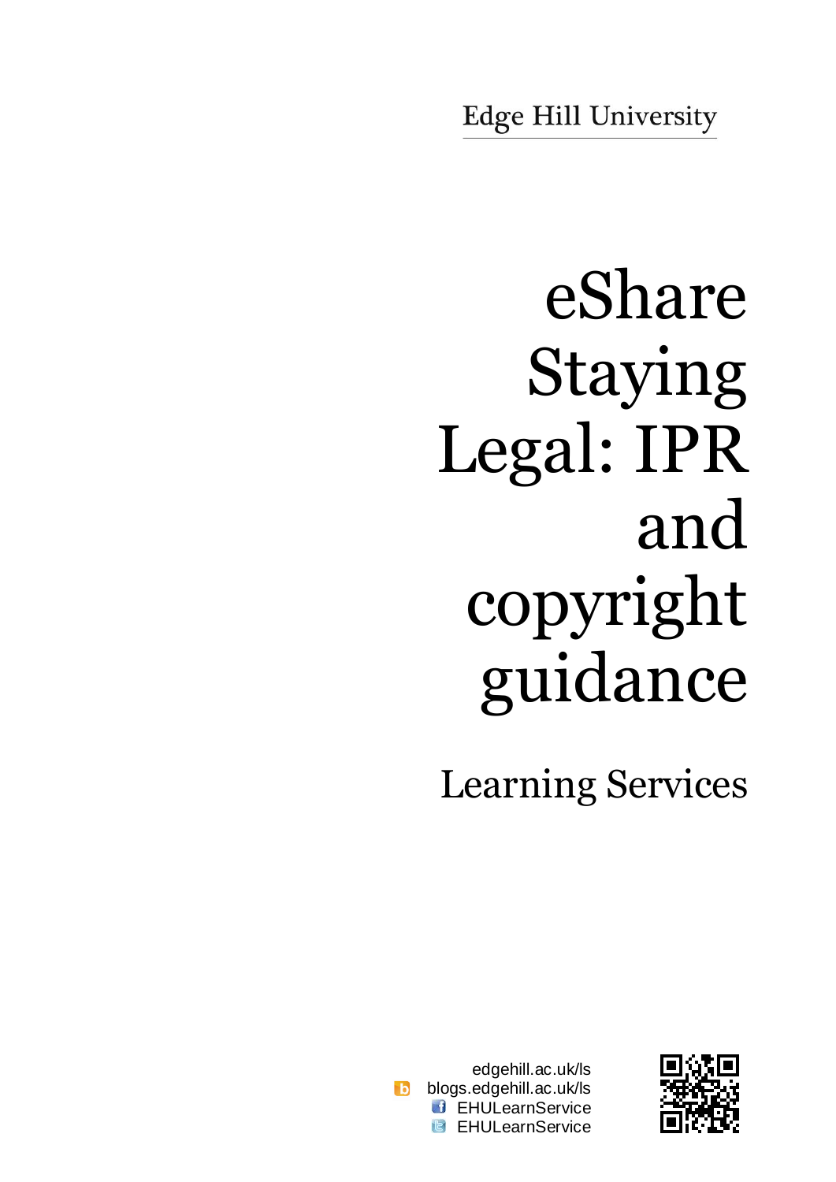Edge Hill University

# eShare Staying Legal: IPR and copyright guidance

## Learning Services

edgehill.ac.uk/ls
blogs.edgehill.ac.uk/ls
EHULearnService
EHULearnService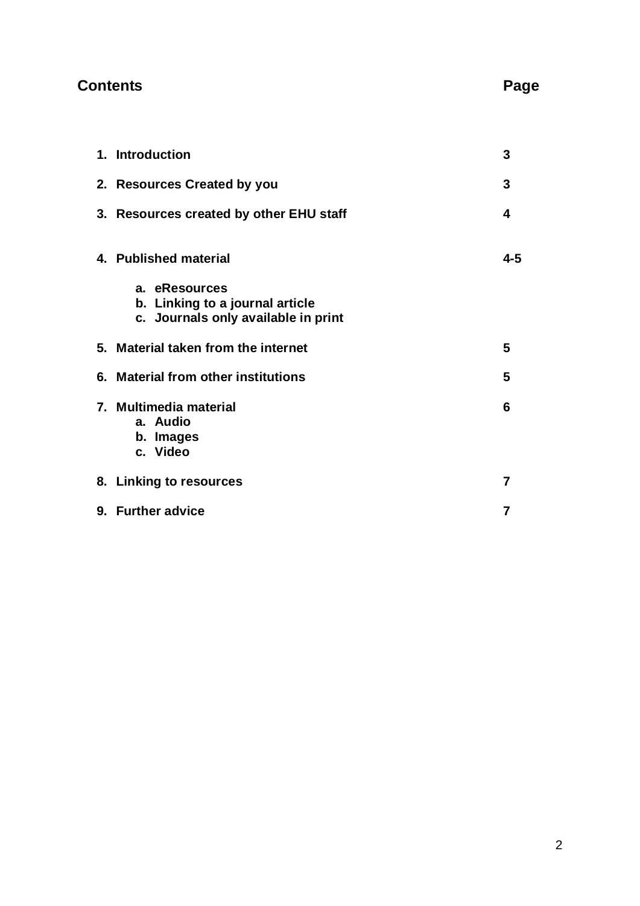## Contents

| Contents | Page |
|---|---|
| **1. Introduction** | **3** |
| **2. Resources Created by you** | **3** |
| **3. Resources created by other EHU staff** | **4** |
| **4. Published material** | **4-5** |
| **a. eResources** | |
| **b. Linking to a journal article** | |
| **c. Journals only available in print** | |
| **5. Material taken from the internet** | **5** |
| **6. Material from other institutions** | **5** |
| **7. Multimedia material** | **6** |
| **a. Audio** | |
| **b. Images** | |
| **c. Video** | |
| **8. Linking to resources** | **7** |
| **9. Further advice** | **7** |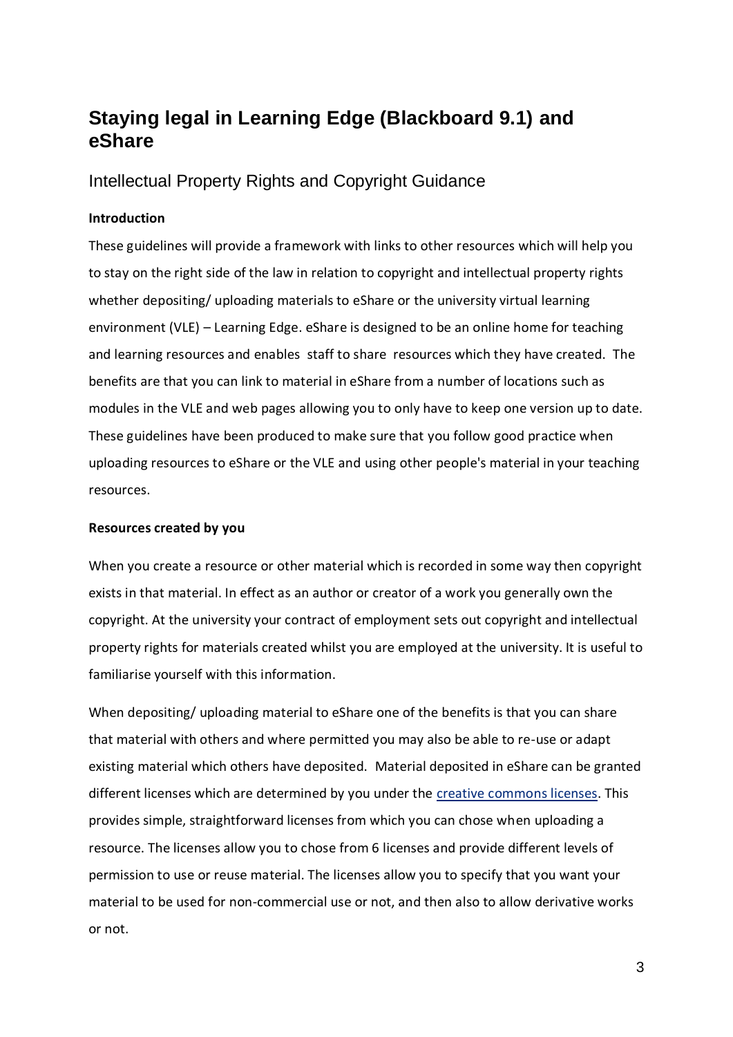# Staying legal in Learning Edge (Blackboard 9.1) and eShare

## Intellectual Property Rights and Copyright Guidance

**Introduction**

These guidelines will provide a framework with links to other resources which will help you to stay on the right side of the law in relation to copyright and intellectual property rights whether depositing/ uploading materials to eShare or the university virtual learning environment (VLE) – Learning Edge. eShare is designed to be an online home for teaching and learning resources and enables staff to share resources which they have created. The benefits are that you can link to material in eShare from a number of locations such as modules in the VLE and web pages allowing you to only have to keep one version up to date. These guidelines have been produced to make sure that you follow good practice when uploading resources to eShare or the VLE and using other people's material in your teaching resources.

**Resources created by you**

When you create a resource or other material which is recorded in some way then copyright exists in that material. In effect as an author or creator of a work you generally own the copyright. At the university your contract of employment sets out copyright and intellectual property rights for materials created whilst you are employed at the university. It is useful to familiarise yourself with this information.

When depositing/ uploading material to eShare one of the benefits is that you can share that material with others and where permitted you may also be able to re-use or adapt existing material which others have deposited. Material deposited in eShare can be granted different licenses which are determined by you under the creative commons licenses. This provides simple, straightforward licenses from which you can chose when uploading a resource. The licenses allow you to chose from 6 licenses and provide different levels of permission to use or reuse material. The licenses allow you to specify that you want your material to be used for non-commercial use or not, and then also to allow derivative works or not.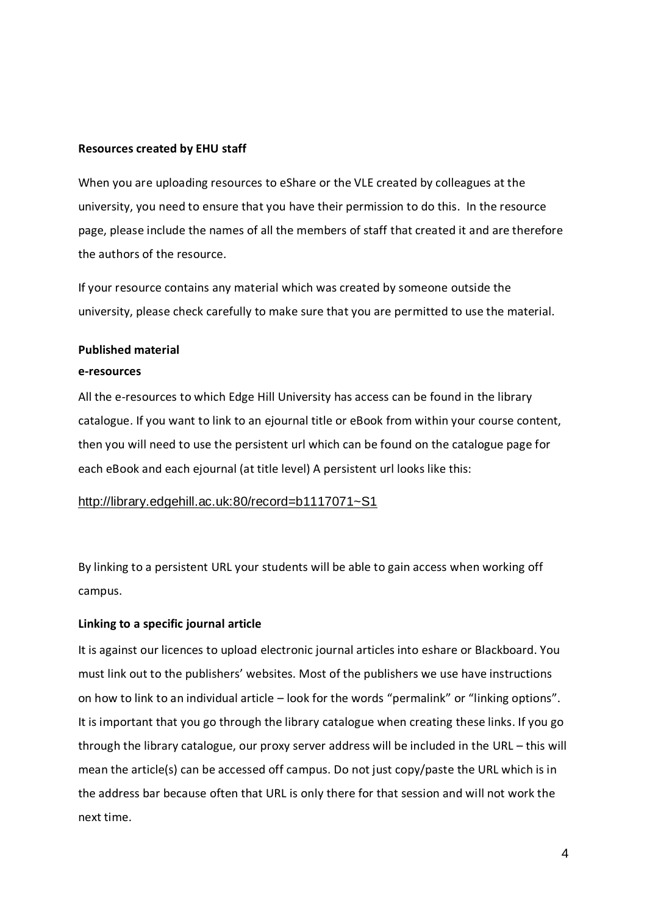**Resources created by EHU staff**

When you are uploading resources to eShare or the VLE created by colleagues at the university, you need to ensure that you have their permission to do this. In the resource page, please include the names of all the members of staff that created it and are therefore the authors of the resource.

If your resource contains any material which was created by someone outside the university, please check carefully to make sure that you are permitted to use the material.

**Published material**

**e-resources**

All the e-resources to which Edge Hill University has access can be found in the library catalogue. If you want to link to an ejournal title or eBook from within your course content, then you will need to use the persistent url which can be found on the catalogue page for each eBook and each ejournal (at title level) A persistent url looks like this:

http://library.edgehill.ac.uk:80/record=b1117071~S1

By linking to a persistent URL your students will be able to gain access when working off campus.

**Linking to a specific journal article**

It is against our licences to upload electronic journal articles into eshare or Blackboard. You must link out to the publishers' websites. Most of the publishers we use have instructions on how to link to an individual article – look for the words "permalink" or "linking options". It is important that you go through the library catalogue when creating these links. If you go through the library catalogue, our proxy server address will be included in the URL – this will mean the article(s) can be accessed off campus. Do not just copy/paste the URL which is in the address bar because often that URL is only there for that session and will not work the next time.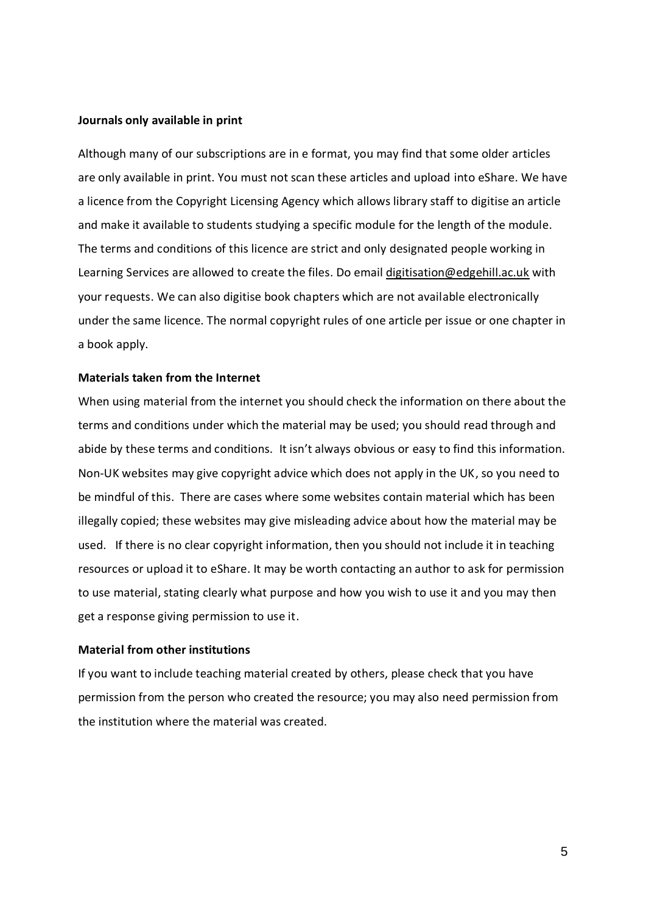**Journals only available in print**

Although many of our subscriptions are in e format, you may find that some older articles are only available in print. You must not scan these articles and upload into eShare. We have a licence from the Copyright Licensing Agency which allows library staff to digitise an article and make it available to students studying a specific module for the length of the module. The terms and conditions of this licence are strict and only designated people working in Learning Services are allowed to create the files. Do email digitisation@edgehill.ac.uk with your requests. We can also digitise book chapters which are not available electronically under the same licence. The normal copyright rules of one article per issue or one chapter in a book apply.

**Materials taken from the Internet**

When using material from the internet you should check the information on there about the terms and conditions under which the material may be used; you should read through and abide by these terms and conditions. It isn't always obvious or easy to find this information. Non-UK websites may give copyright advice which does not apply in the UK, so you need to be mindful of this. There are cases where some websites contain material which has been illegally copied; these websites may give misleading advice about how the material may be used. If there is no clear copyright information, then you should not include it in teaching resources or upload it to eShare. It may be worth contacting an author to ask for permission to use material, stating clearly what purpose and how you wish to use it and you may then get a response giving permission to use it.

**Material from other institutions**

If you want to include teaching material created by others, please check that you have permission from the person who created the resource; you may also need permission from the institution where the material was created.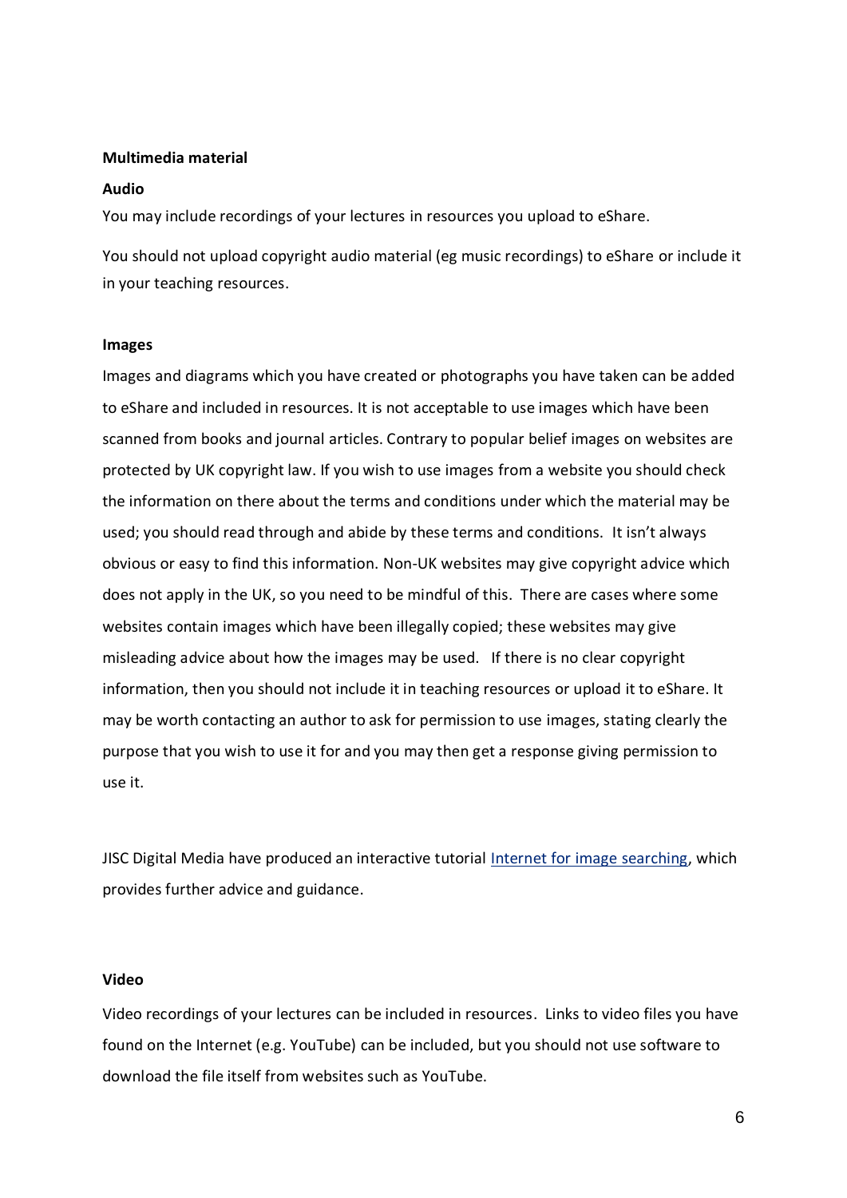**Multimedia material**

**Audio**

You may include recordings of your lectures in resources you upload to eShare.

You should not upload copyright audio material (eg music recordings) to eShare or include it in your teaching resources.

**Images**

Images and diagrams which you have created or photographs you have taken can be added to eShare and included in resources. It is not acceptable to use images which have been scanned from books and journal articles. Contrary to popular belief images on websites are protected by UK copyright law. If you wish to use images from a website you should check the information on there about the terms and conditions under which the material may be used; you should read through and abide by these terms and conditions. It isn't always obvious or easy to find this information. Non-UK websites may give copyright advice which does not apply in the UK, so you need to be mindful of this. There are cases where some websites contain images which have been illegally copied; these websites may give misleading advice about how the images may be used. If there is no clear copyright information, then you should not include it in teaching resources or upload it to eShare. It may be worth contacting an author to ask for permission to use images, stating clearly the purpose that you wish to use it for and you may then get a response giving permission to use it.

JISC Digital Media have produced an interactive tutorial Internet for image searching, which provides further advice and guidance.

**Video**

Video recordings of your lectures can be included in resources. Links to video files you have found on the Internet (e.g. YouTube) can be included, but you should not use software to download the file itself from websites such as YouTube.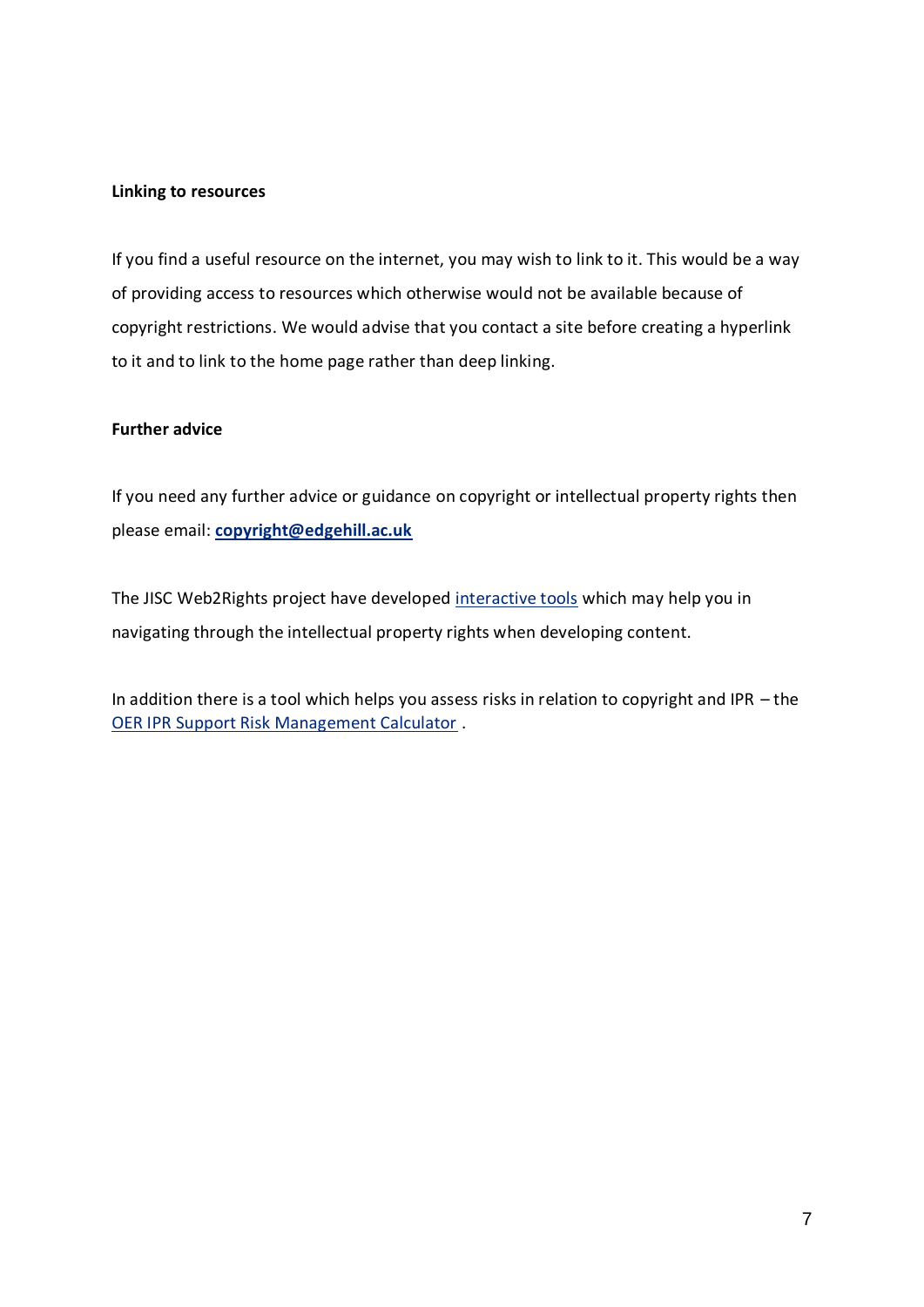**Linking to resources**

If you find a useful resource on the internet, you may wish to link to it. This would be a way of providing access to resources which otherwise would not be available because of copyright restrictions. We would advise that you contact a site before creating a hyperlink to it and to link to the home page rather than deep linking.

**Further advice**

If you need any further advice or guidance on copyright or intellectual property rights then please email: **copyright@edgehill.ac.uk**

The JISC Web2Rights project have developed interactive tools which may help you in navigating through the intellectual property rights when developing content.

In addition there is a tool which helps you assess risks in relation to copyright and IPR – the OER IPR Support Risk Management Calculator .